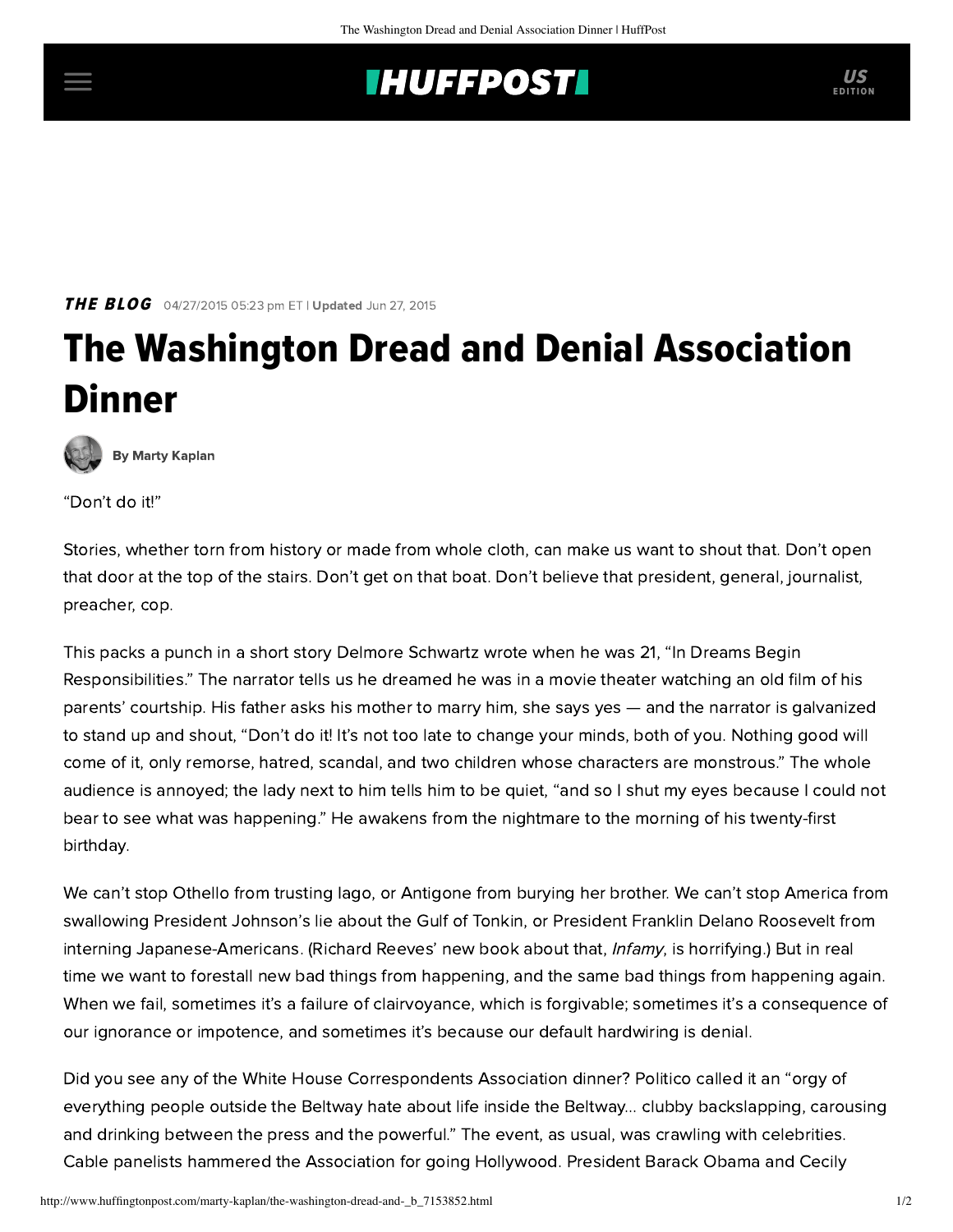**THE BLOG** 04/27/2015 05:23 pm ET | **Updated** Jun 27, 2015

# The Washington Dread and Denial Association Dinner

**By Marty Kaplan**

"Don't do it!"

Stories, whether torn from history or made from whole cloth, can make us want to shout that. Don't open that door at the top of the stairs. Don't get on that boat. Don't believe that president, general, journalist, preacher, cop.

This packs a punch in a short story Delmore Schwartz wrote when he was 21, "In Dreams Begin Responsibilities." The narrator tells us he dreamed he was in a movie theater watching an old film of his parents' courtship. His father asks his mother to marry him, she says yes — and the narrator is galvanized to stand up and shout, "Don't do it! It's not too late to change your minds, both of you. Nothing good will come of it, only remorse, hatred, scandal, and two children whose characters are monstrous." The whole audience is annoyed; the lady next to him tells him to be quiet, "and so I shut my eyes because I could not bear to see what was happening." He awakens from the nightmare to the morning of his twenty-first birthday.

We can't stop Othello from trusting Iago, or Antigone from burying her brother. We can't stop America from swallowing President Johnson's lie about the Gulf of Tonkin, or President Franklin Delano Roosevelt from interning Japanese-Americans. (Richard Reeves' new book about that, *Infamy*, is horrifying.) But in real time we want to forestall new bad things from happening, and the same bad things from happening again. When we fail, sometimes it's a failure of clairvoyance, which is forgivable; sometimes it's a consequence of our ignorance or impotence, and sometimes it's because our default hardwiring is denial.

Did you see any of the White House Correspondents Association dinner? Politico called it an "orgy of everything people outside the Beltway hate about life inside the Beltway... clubby backslapping, carousing and drinking between the press and the powerful." The event, as usual, was crawling with celebrities. Cable panelists hammered the Association for going Hollywood. President Barack Obama and Cecily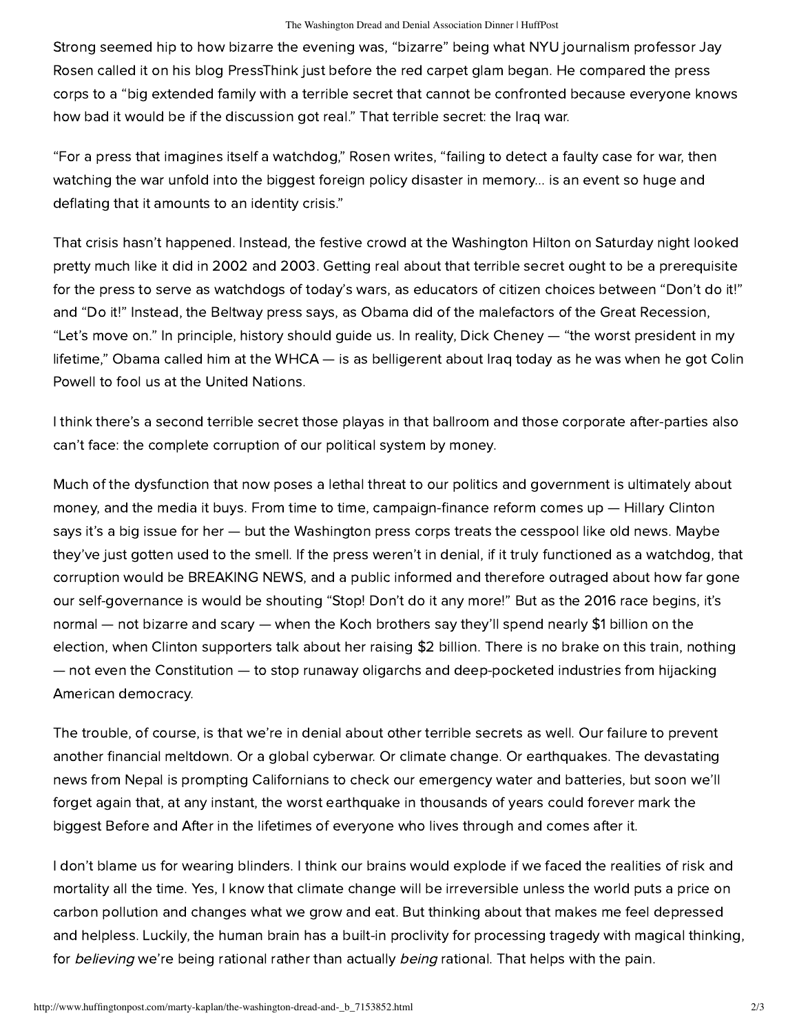Strong seemed hip to how bizarre the evening was, "bizarre" being what NYU journalism professor Jay Rosen called it on his blog PressThink just before the red carpet glam began. He compared the press corps to a "big extended family with a terrible secret that cannot be confronted because everyone knows how bad it would be if the discussion got real." That terrible secret: the Iraq war.

"For a press that imagines itself a watchdog," Rosen writes, "failing to detect a faulty case for war, then watching the war unfold into the biggest foreign policy disaster in memory... is an event so huge and deflating that it amounts to an identity crisis."

That crisis hasn't happened. Instead, the festive crowd at the Washington Hilton on Saturday night looked pretty much like it did in 2002 and 2003. Getting real about that terrible secret ought to be a prerequisite for the press to serve as watchdogs of today's wars, as educators of citizen choices between "Don't do it!" and "Do it!" Instead, the Beltway press says, as Obama did of the malefactors of the Great Recession, "Let's move on." In principle, history should guide us. In reality, Dick Cheney — "the worst president in my lifetime," Obama called him at the WHCA — is as belligerent about Iraq today as he was when he got Colin Powell to fool us at the United Nations.

I think there's a second terrible secret those playas in that ballroom and those corporate after-parties also can't face: the complete corruption of our political system by money.

Much of the dysfunction that now poses a lethal threat to our politics and government is ultimately about money, and the media it buys. From time to time, campaign-finance reform comes up — Hillary Clinton says it's a big issue for her — but the Washington press corps treats the cesspool like old news. Maybe they've just gotten used to the smell. If the press weren't in denial, if it truly functioned as a watchdog, that corruption would be BREAKING NEWS, and a public informed and therefore outraged about how far gone our self-governance is would be shouting "Stop! Don't do it any more!" But as the 2016 race begins, it's normal — not bizarre and scary — when the Koch brothers say they'll spend nearly $1 billion on the election, when Clinton supporters talk about her raising $2 billion. There is no brake on this train, nothing — not even the Constitution — to stop runaway oligarchs and deep-pocketed industries from hijacking American democracy.

The trouble, of course, is that we're in denial about other terrible secrets as well. Our failure to prevent another financial meltdown. Or a global cyberwar. Or climate change. Or earthquakes. The devastating news from Nepal is prompting Californians to check our emergency water and batteries, but soon we'll forget again that, at any instant, the worst earthquake in thousands of years could forever mark the biggest Before and After in the lifetimes of everyone who lives through and comes after it.

I don't blame us for wearing blinders. I think our brains would explode if we faced the realities of risk and mortality all the time. Yes, I know that climate change will be irreversible unless the world puts a price on carbon pollution and changes what we grow and eat. But thinking about that makes me feel depressed and helpless. Luckily, the human brain has a built-in proclivity for processing tragedy with magical thinking, for *believing* we're being rational rather than actually *being* rational. That helps with the pain.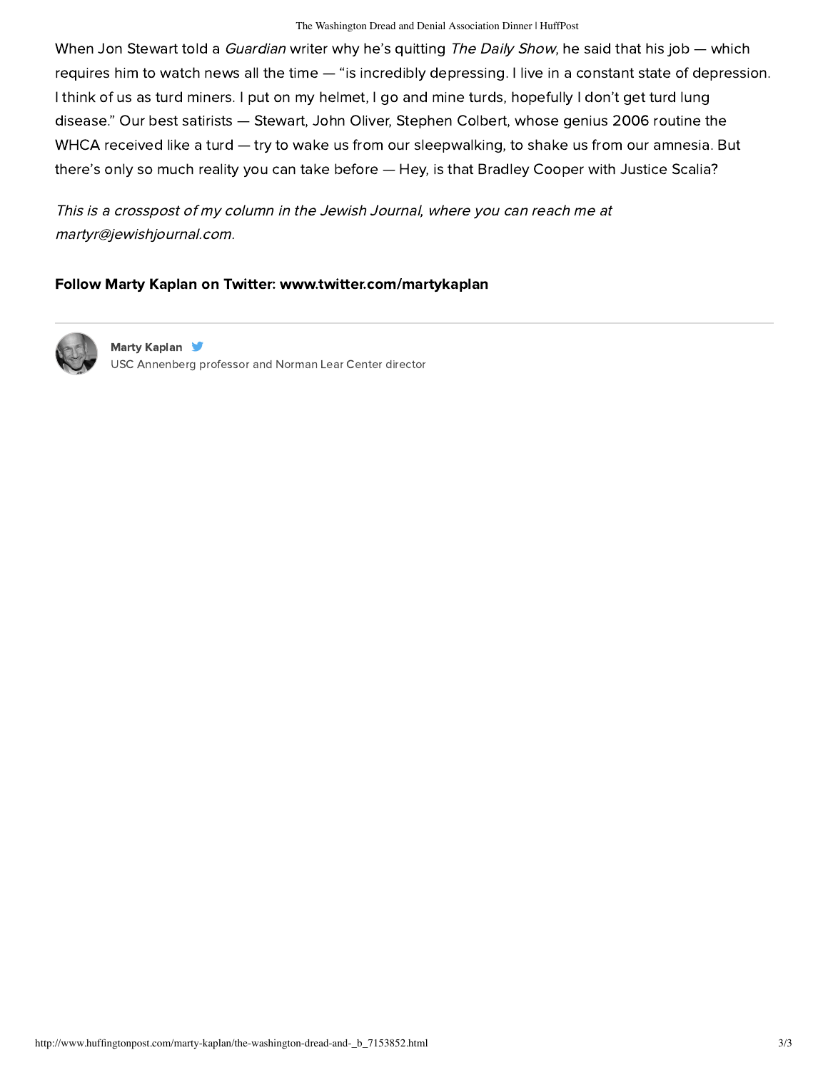When Jon Stewart told a *Guardian* writer why he's quitting *The Daily Show*, he said that his job — which requires him to watch news all the time — "is incredibly depressing. I live in a constant state of depression. I think of us as turd miners. I put on my helmet, I go and mine turds, hopefully I don't get turd lung disease." Our best satirists — Stewart, John Oliver, Stephen Colbert, whose genius 2006 routine the WHCA received like a turd — try to wake us from our sleepwalking, to shake us from our amnesia. But there's only so much reality you can take before — Hey, is that Bradley Cooper with Justice Scalia?

*This is a crosspost of my column in the Jewish Journal, where you can reach me at martyr@jewishjournal.com.*

**Follow Marty Kaplan on Twitter: www.twitter.com/martykaplan**

---

**Marty Kaplan**
USC Annenberg professor and Norman Lear Center director